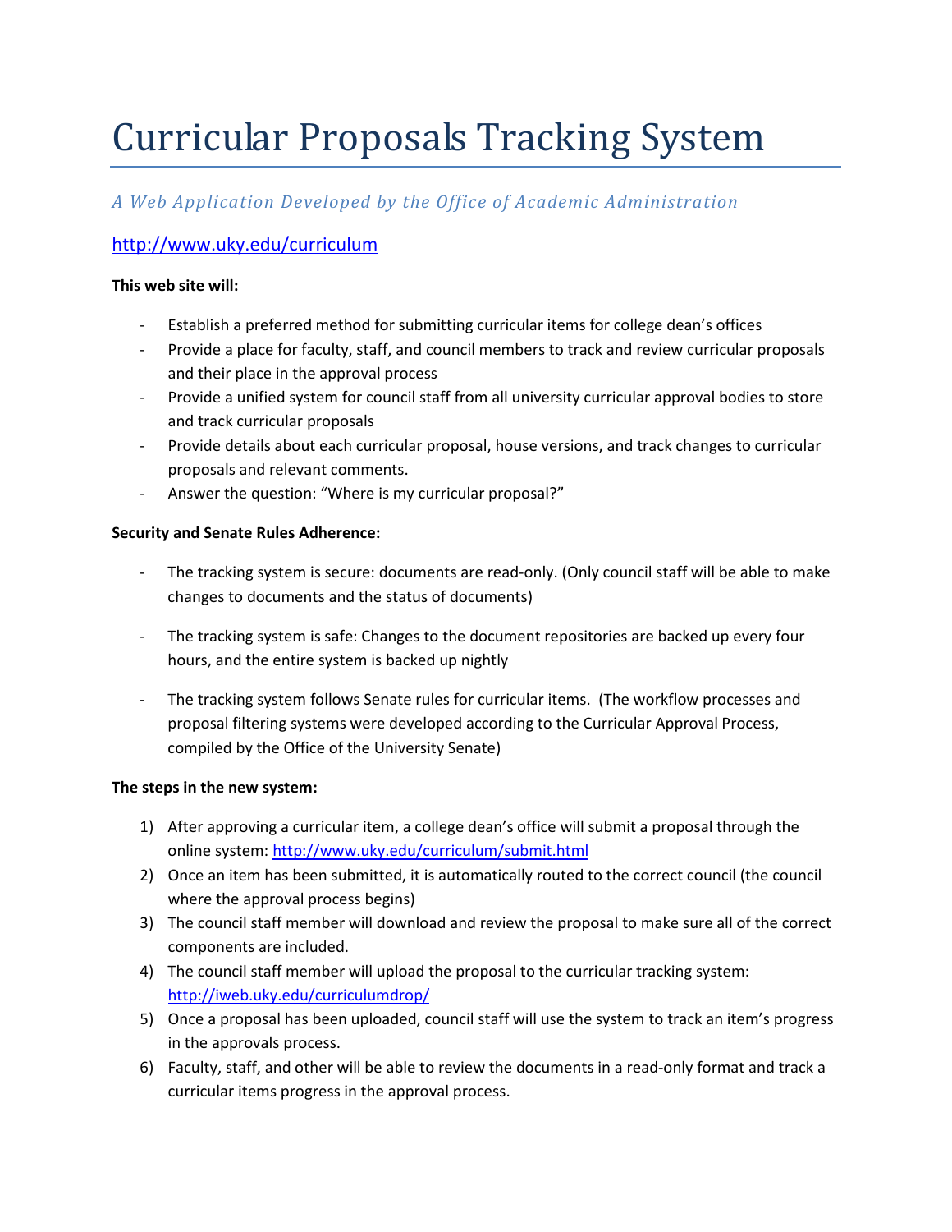# Curricular Proposals Tracking System

## *A Web Application Developed by the Office of Academic Administration*

### [http://www.uky.edu/curriculum](http://www.uky.edu/curriculum)

**This web site will:**

- Establish a preferred method for submitting curricular items for college dean's offices
- Provide a place for faculty, staff, and council members to track and review curricular proposals and their place in the approval process
- Provide a unified system for council staff from all university curricular approval bodies to store and track curricular proposals
- Provide details about each curricular proposal, house versions, and track changes to curricular proposals and relevant comments.
- Answer the question: "Where is my curricular proposal?"

**Security and Senate Rules Adherence:**

- The tracking system is secure: documents are read-only. (Only council staff will be able to make changes to documents and the status of documents)
- The tracking system is safe: Changes to the document repositories are backed up every four hours, and the entire system is backed up nightly
- The tracking system follows Senate rules for curricular items. (The workflow processes and proposal filtering systems were developed according to the Curricular Approval Process, compiled by the Office of the University Senate)

**The steps in the new system:**

1) After approving a curricular item, a college dean's office will submit a proposal through the online system: [http://www.uky.edu/curriculum/submit.html](http://www.uky.edu/curriculum/submit.html)
2) Once an item has been submitted, it is automatically routed to the correct council (the council where the approval process begins)
3) The council staff member will download and review the proposal to make sure all of the correct components are included.
4) The council staff member will upload the proposal to the curricular tracking system: [http://iweb.uky.edu/curriculumdrop/](http://iweb.uky.edu/curriculumdrop/)
5) Once a proposal has been uploaded, council staff will use the system to track an item's progress in the approvals process.
6) Faculty, staff, and other will be able to review the documents in a read-only format and track a curricular items progress in the approval process.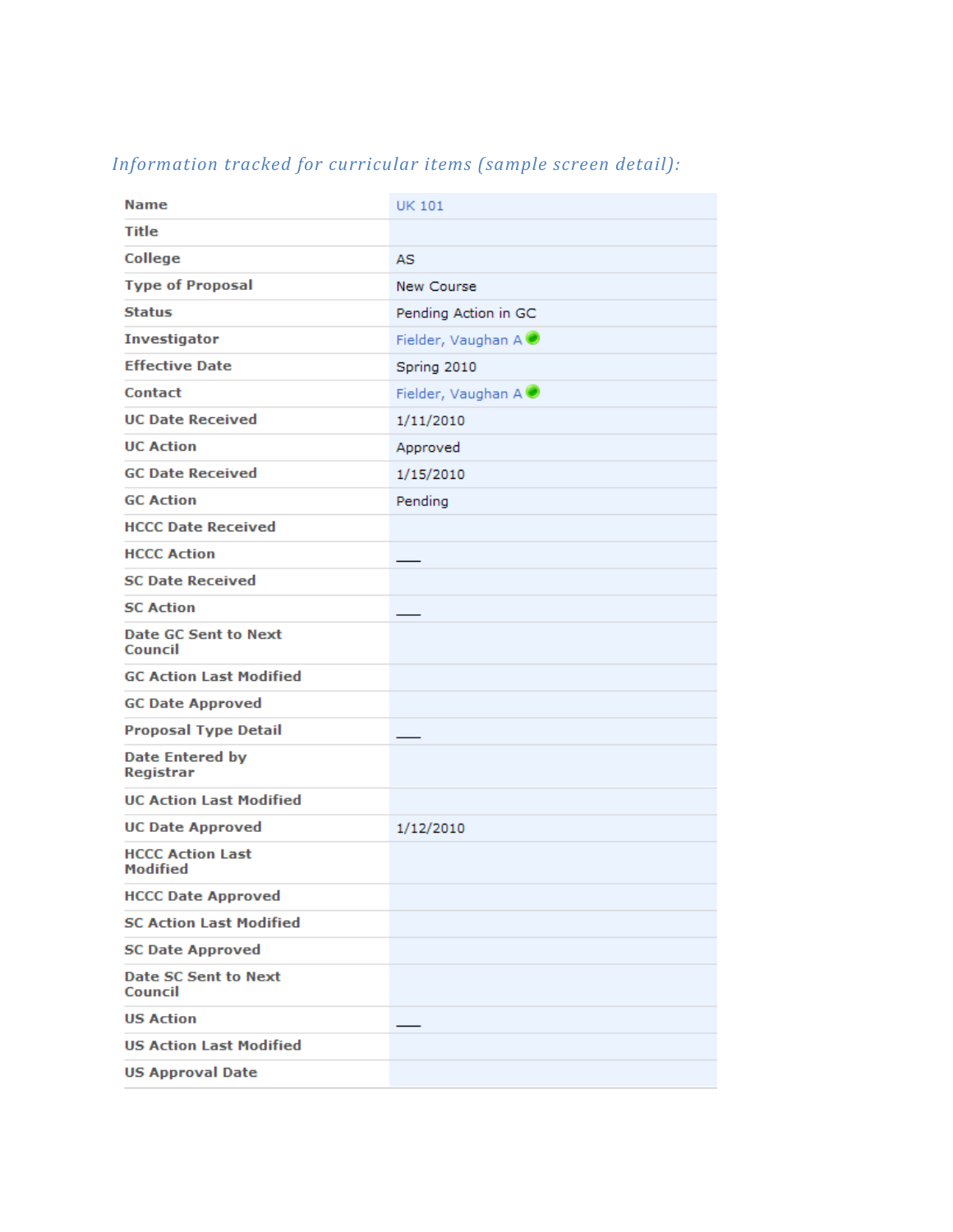*Information tracked for curricular items (sample screen detail):*

| | |
|---|---|
| **Name** | UK 101 |
| **Title** | |
| **College** | AS |
| **Type of Proposal** | New Course |
| **Status** | Pending Action in GC |
| **Investigator** | Fielder, Vaughan A |
| **Effective Date** | Spring 2010 |
| **Contact** | Fielder, Vaughan A |
| **UC Date Received** | 1/11/2010 |
| **UC Action** | Approved |
| **GC Date Received** | 1/15/2010 |
| **GC Action** | Pending |
| **HCCC Date Received** | |
| **HCCC Action** | ___ |
| **SC Date Received** | |
| **SC Action** | ___ |
| **Date GC Sent to Next Council** | |
| **GC Action Last Modified** | |
| **GC Date Approved** | |
| **Proposal Type Detail** | ___ |
| **Date Entered by Registrar** | |
| **UC Action Last Modified** | |
| **UC Date Approved** | 1/12/2010 |
| **HCCC Action Last Modified** | |
| **HCCC Date Approved** | |
| **SC Action Last Modified** | |
| **SC Date Approved** | |
| **Date SC Sent to Next Council** | |
| **US Action** | ___ |
| **US Action Last Modified** | |
| **US Approval Date** | |